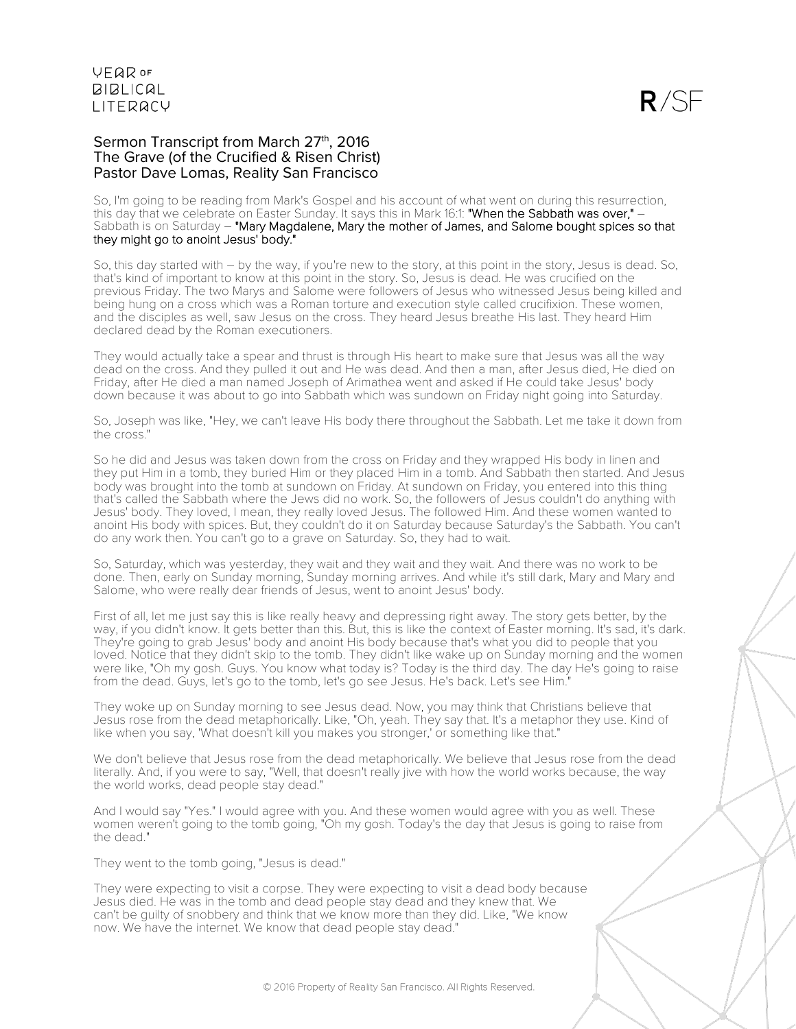# Sermon Transcript from March 27th, 2016
## The Grave (of the Crucified & Risen Christ)
### Pastor Dave Lomas, Reality San Francisco

So, I'm going to be reading from Mark's Gospel and his account of what went on during this resurrection, this day that we celebrate on Easter Sunday. It says this in Mark 16:1: **"When the Sabbath was over,"** – Sabbath is on Saturday – **"Mary Magdalene, Mary the mother of James, and Salome bought spices so that they might go to anoint Jesus' body."**

So, this day started with – by the way, if you're new to the story, at this point in the story, Jesus is dead. So, that's kind of important to know at this point in the story. So, Jesus is dead. He was crucified on the previous Friday. The two Marys and Salome were followers of Jesus who witnessed Jesus being killed and being hung on a cross which was a Roman torture and execution style called crucifixion. These women, and the disciples as well, saw Jesus on the cross. They heard Jesus breathe His last. They heard Him declared dead by the Roman executioners.

They would actually take a spear and thrust is through His heart to make sure that Jesus was all the way dead on the cross. And they pulled it out and He was dead. And then a man, after Jesus died, He died on Friday, after He died a man named Joseph of Arimathea went and asked if He could take Jesus' body down because it was about to go into Sabbath which was sundown on Friday night going into Saturday.

So, Joseph was like, "Hey, we can't leave His body there throughout the Sabbath. Let me take it down from the cross."

So he did and Jesus was taken down from the cross on Friday and they wrapped His body in linen and they put Him in a tomb, they buried Him or they placed Him in a tomb. And Sabbath then started. And Jesus body was brought into the tomb at sundown on Friday. At sundown on Friday, you entered into this thing that's called the Sabbath where the Jews did no work. So, the followers of Jesus couldn't do anything with Jesus' body. They loved, I mean, they really loved Jesus. The followed Him. And these women wanted to anoint His body with spices. But, they couldn't do it on Saturday because Saturday's the Sabbath. You can't do any work then. You can't go to a grave on Saturday. So, they had to wait.

So, Saturday, which was yesterday, they wait and they wait and they wait. And there was no work to be done. Then, early on Sunday morning, Sunday morning arrives. And while it's still dark, Mary and Mary and Salome, who were really dear friends of Jesus, went to anoint Jesus' body.

First of all, let me just say this is like really heavy and depressing right away. The story gets better, by the way, if you didn't know. It gets better than this. But, this is like the context of Easter morning. It's sad, it's dark. They're going to grab Jesus' body and anoint His body because that's what you did to people that you loved. Notice that they didn't skip to the tomb. They didn't like wake up on Sunday morning and the women were like, "Oh my gosh. Guys. You know what today is? Today is the third day. The day He's going to raise from the dead. Guys, let's go to the tomb, let's go see Jesus. He's back. Let's see Him."

They woke up on Sunday morning to see Jesus dead. Now, you may think that Christians believe that Jesus rose from the dead metaphorically. Like, "Oh, yeah. They say that. It's a metaphor they use. Kind of like when you say, 'What doesn't kill you makes you stronger,' or something like that."

We don't believe that Jesus rose from the dead metaphorically. We believe that Jesus rose from the dead literally. And, if you were to say, "Well, that doesn't really jive with how the world works because, the way the world works, dead people stay dead."

And I would say "Yes." I would agree with you. And these women would agree with you as well. These women weren't going to the tomb going, "Oh my gosh. Today's the day that Jesus is going to raise from the dead."

They went to the tomb going, "Jesus is dead."

They were expecting to visit a corpse. They were expecting to visit a dead body because Jesus died. He was in the tomb and dead people stay dead and they knew that. We can't be guilty of snobbery and think that we know more than they did. Like, "We know now. We have the internet. We know that dead people stay dead."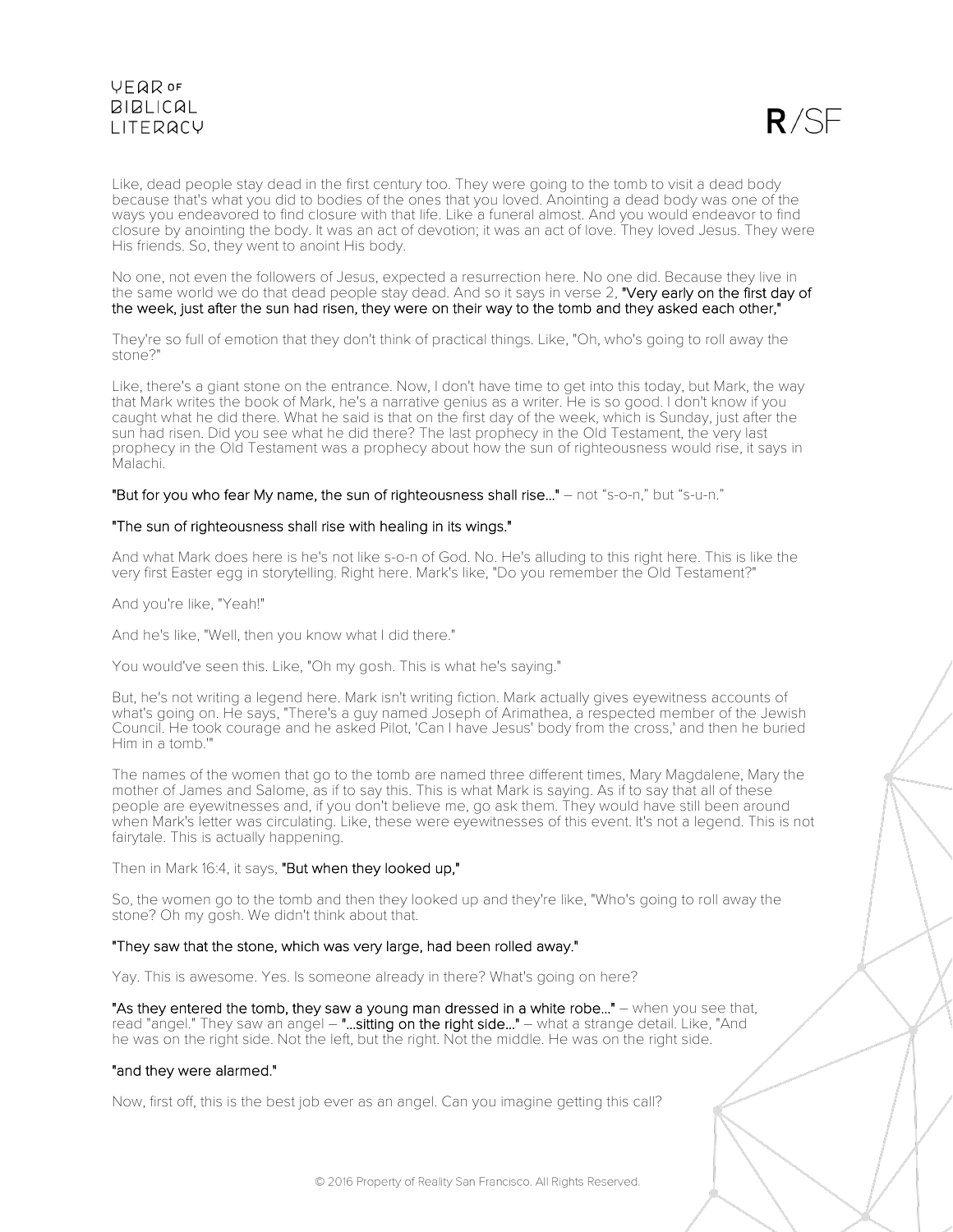Like, dead people stay dead in the first century too. They were going to the tomb to visit a dead body because that's what you did to bodies of the ones that you loved. Anointing a dead body was one of the ways you endeavored to find closure with that life. Like a funeral almost. And you would endeavor to find closure by anointing the body. It was an act of devotion; it was an act of love. They loved Jesus. They were His friends. So, they went to anoint His body.

No one, not even the followers of Jesus, expected a resurrection here. No one did. Because they live in the same world we do that dead people stay dead. And so it says in verse 2, **"Very early on the first day of the week, just after the sun had risen, they were on their way to the tomb and they asked each other,"**

They're so full of emotion that they don't think of practical things. Like, "Oh, who's going to roll away the stone?"

Like, there's a giant stone on the entrance. Now, I don't have time to get into this today, but Mark, the way that Mark writes the book of Mark, he's a narrative genius as a writer. He is so good. I don't know if you caught what he did there. What he said is that on the first day of the week, which is Sunday, just after the sun had risen. Did you see what he did there? The last prophecy in the Old Testament, the very last prophecy in the Old Testament was a prophecy about how the sun of righteousness would rise, it says in Malachi.

**"But for you who fear My name, the sun of righteousness shall rise…"** – not "s-o-n," but "s-u-n."

**"The sun of righteousness shall rise with healing in its wings."**

And what Mark does here is he's not like s-o-n of God. No. He's alluding to this right here. This is like the very first Easter egg in storytelling. Right here. Mark's like, "Do you remember the Old Testament?"

And you're like, "Yeah!"

And he's like, "Well, then you know what I did there."

You would've seen this. Like, "Oh my gosh. This is what he's saying."

But, he's not writing a legend here. Mark isn't writing fiction. Mark actually gives eyewitness accounts of what's going on. He says, "There's a guy named Joseph of Arimathea, a respected member of the Jewish Council. He took courage and he asked Pilot, 'Can I have Jesus' body from the cross,' and then he buried Him in a tomb.'"

The names of the women that go to the tomb are named three different times, Mary Magdalene, Mary the mother of James and Salome, as if to say this. This is what Mark is saying. As if to say that all of these people are eyewitnesses and, if you don't believe me, go ask them. They would have still been around when Mark's letter was circulating. Like, these were eyewitnesses of this event. It's not a legend. This is not fairytale. This is actually happening.

Then in Mark 16:4, it says, **"But when they looked up,"**

So, the women go to the tomb and then they looked up and they're like, "Who's going to roll away the stone? Oh my gosh. We didn't think about that.

**"They saw that the stone, which was very large, had been rolled away."**

Yay. This is awesome. Yes. Is someone already in there? What's going on here?

**"As they entered the tomb, they saw a young man dressed in a white robe…"** – when you see that, read "angel." They saw an angel – **"…sitting on the right side…"** – what a strange detail. Like, "And he was on the right side. Not the left, but the right. Not the middle. He was on the right side.

**"and they were alarmed."**

Now, first off, this is the best job ever as an angel. Can you imagine getting this call?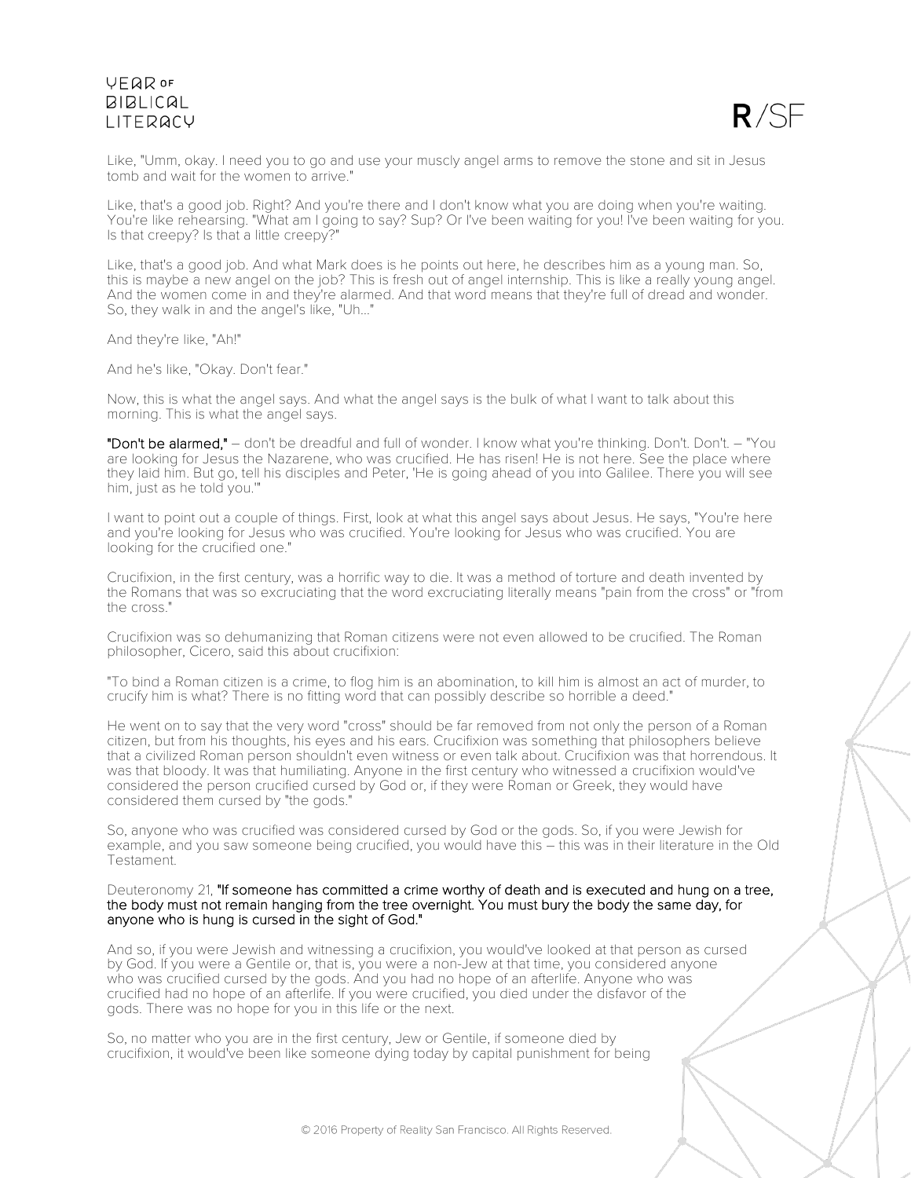Like, "Umm, okay. I need you to go and use your muscly angel arms to remove the stone and sit in Jesus tomb and wait for the women to arrive."

Like, that's a good job. Right? And you're there and I don't know what you are doing when you're waiting. You're like rehearsing. "What am I going to say? Sup? Or I've been waiting for you! I've been waiting for you. Is that creepy? Is that a little creepy?"

Like, that's a good job. And what Mark does is he points out here, he describes him as a young man. So, this is maybe a new angel on the job? This is fresh out of angel internship. This is like a really young angel. And the women come in and they're alarmed. And that word means that they're full of dread and wonder. So, they walk in and the angel's like, "Uh..."

And they're like, "Ah!"

And he's like, "Okay. Don't fear."

Now, this is what the angel says. And what the angel says is the bulk of what I want to talk about this morning. This is what the angel says.

**"Don't be alarmed,"** – don't be dreadful and full of wonder. I know what you're thinking. Don't. Don't. – "You are looking for Jesus the Nazarene, who was crucified. He has risen! He is not here. See the place where they laid him. But go, tell his disciples and Peter, 'He is going ahead of you into Galilee. There you will see him, just as he told you.'"

I want to point out a couple of things. First, look at what this angel says about Jesus. He says, "You're here and you're looking for Jesus who was crucified. You're looking for Jesus who was crucified. You are looking for the crucified one."

Crucifixion, in the first century, was a horrific way to die. It was a method of torture and death invented by the Romans that was so excruciating that the word excruciating literally means "pain from the cross" or "from the cross."

Crucifixion was so dehumanizing that Roman citizens were not even allowed to be crucified. The Roman philosopher, Cicero, said this about crucifixion:

"To bind a Roman citizen is a crime, to flog him is an abomination, to kill him is almost an act of murder, to crucify him is what? There is no fitting word that can possibly describe so horrible a deed."

He went on to say that the very word "cross" should be far removed from not only the person of a Roman citizen, but from his thoughts, his eyes and his ears. Crucifixion was something that philosophers believe that a civilized Roman person shouldn't even witness or even talk about. Crucifixion was that horrendous. It was that bloody. It was that humiliating. Anyone in the first century who witnessed a crucifixion would've considered the person crucified cursed by God or, if they were Roman or Greek, they would have considered them cursed by "the gods."

So, anyone who was crucified was considered cursed by God or the gods. So, if you were Jewish for example, and you saw someone being crucified, you would have this – this was in their literature in the Old Testament.

Deuteronomy 21, **"If someone has committed a crime worthy of death and is executed and hung on a tree, the body must not remain hanging from the tree overnight. You must bury the body the same day, for anyone who is hung is cursed in the sight of God."**

And so, if you were Jewish and witnessing a crucifixion, you would've looked at that person as cursed by God. If you were a Gentile or, that is, you were a non-Jew at that time, you considered anyone who was crucified cursed by the gods. And you had no hope of an afterlife. Anyone who was crucified had no hope of an afterlife. If you were crucified, you died under the disfavor of the gods. There was no hope for you in this life or the next.

So, no matter who you are in the first century, Jew or Gentile, if someone died by crucifixion, it would've been like someone dying today by capital punishment for being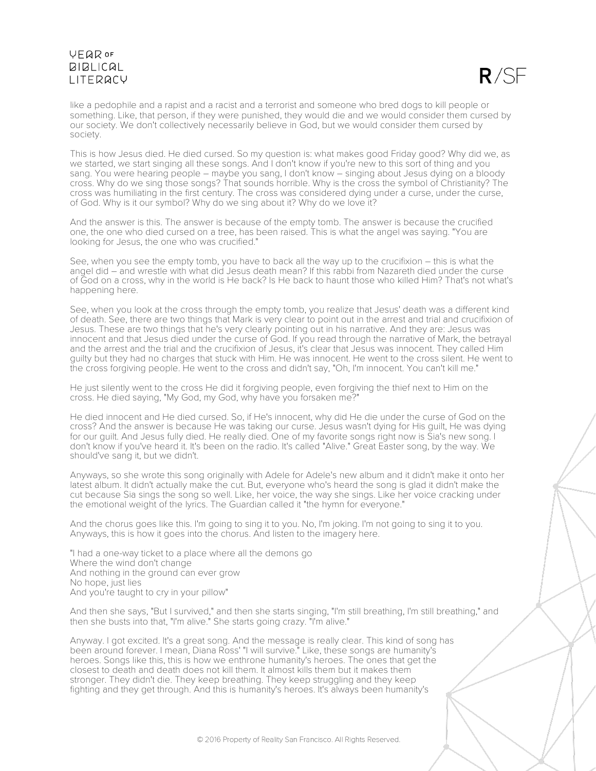like a pedophile and a rapist and a racist and a terrorist and someone who bred dogs to kill people or something. Like, that person, if they were punished, they would die and we would consider them cursed by our society. We don't collectively necessarily believe in God, but we would consider them cursed by society.

This is how Jesus died. He died cursed. So my question is: what makes good Friday good? Why did we, as we started, we start singing all these songs. And I don't know if you're new to this sort of thing and you sang. You were hearing people – maybe you sang, I don't know – singing about Jesus dying on a bloody cross. Why do we sing those songs? That sounds horrible. Why is the cross the symbol of Christianity? The cross was humiliating in the first century. The cross was considered dying under a curse, under the curse, of God. Why is it our symbol? Why do we sing about it? Why do we love it?

And the answer is this. The answer is because of the empty tomb. The answer is because the crucified one, the one who died cursed on a tree, has been raised. This is what the angel was saying. "You are looking for Jesus, the one who was crucified."

See, when you see the empty tomb, you have to back all the way up to the crucifixion – this is what the angel did – and wrestle with what did Jesus death mean? If this rabbi from Nazareth died under the curse of God on a cross, why in the world is He back? Is He back to haunt those who killed Him? That's not what's happening here.

See, when you look at the cross through the empty tomb, you realize that Jesus' death was a different kind of death. See, there are two things that Mark is very clear to point out in the arrest and trial and crucifixion of Jesus. These are two things that he's very clearly pointing out in his narrative. And they are: Jesus was innocent and that Jesus died under the curse of God. If you read through the narrative of Mark, the betrayal and the arrest and the trial and the crucifixion of Jesus, it's clear that Jesus was innocent. They called Him guilty but they had no charges that stuck with Him. He was innocent. He went to the cross silent. He went to the cross forgiving people. He went to the cross and didn't say, "Oh, I'm innocent. You can't kill me."

He just silently went to the cross He did it forgiving people, even forgiving the thief next to Him on the cross. He died saying, "My God, my God, why have you forsaken me?"

He died innocent and He died cursed. So, if He's innocent, why did He die under the curse of God on the cross? And the answer is because He was taking our curse. Jesus wasn't dying for His guilt, He was dying for our guilt. And Jesus fully died. He really died. One of my favorite songs right now is Sia's new song. I don't know if you've heard it. It's been on the radio. It's called "Alive." Great Easter song, by the way. We should've sang it, but we didn't.

Anyways, so she wrote this song originally with Adele for Adele's new album and it didn't make it onto her latest album. It didn't actually make the cut. But, everyone who's heard the song is glad it didn't make the cut because Sia sings the song so well. Like, her voice, the way she sings. Like her voice cracking under the emotional weight of the lyrics. The Guardian called it "the hymn for everyone."

And the chorus goes like this. I'm going to sing it to you. No, I'm joking. I'm not going to sing it to you. Anyways, this is how it goes into the chorus. And listen to the imagery here.

"I had a one-way ticket to a place where all the demons go
Where the wind don't change
And nothing in the ground can ever grow
No hope, just lies
And you're taught to cry in your pillow"

And then she says, "But I survived," and then she starts singing, "I'm still breathing, I'm still breathing," and then she busts into that, "I'm alive." She starts going crazy. "I'm alive."

Anyway. I got excited. It's a great song. And the message is really clear. This kind of song has been around forever. I mean, Diana Ross' "I will survive." Like, these songs are humanity's heroes. Songs like this, this is how we enthrone humanity's heroes. The ones that get the closest to death and death does not kill them. It almost kills them but it makes them stronger. They didn't die. They keep breathing. They keep struggling and they keep fighting and they get through. And this is humanity's heroes. It's always been humanity's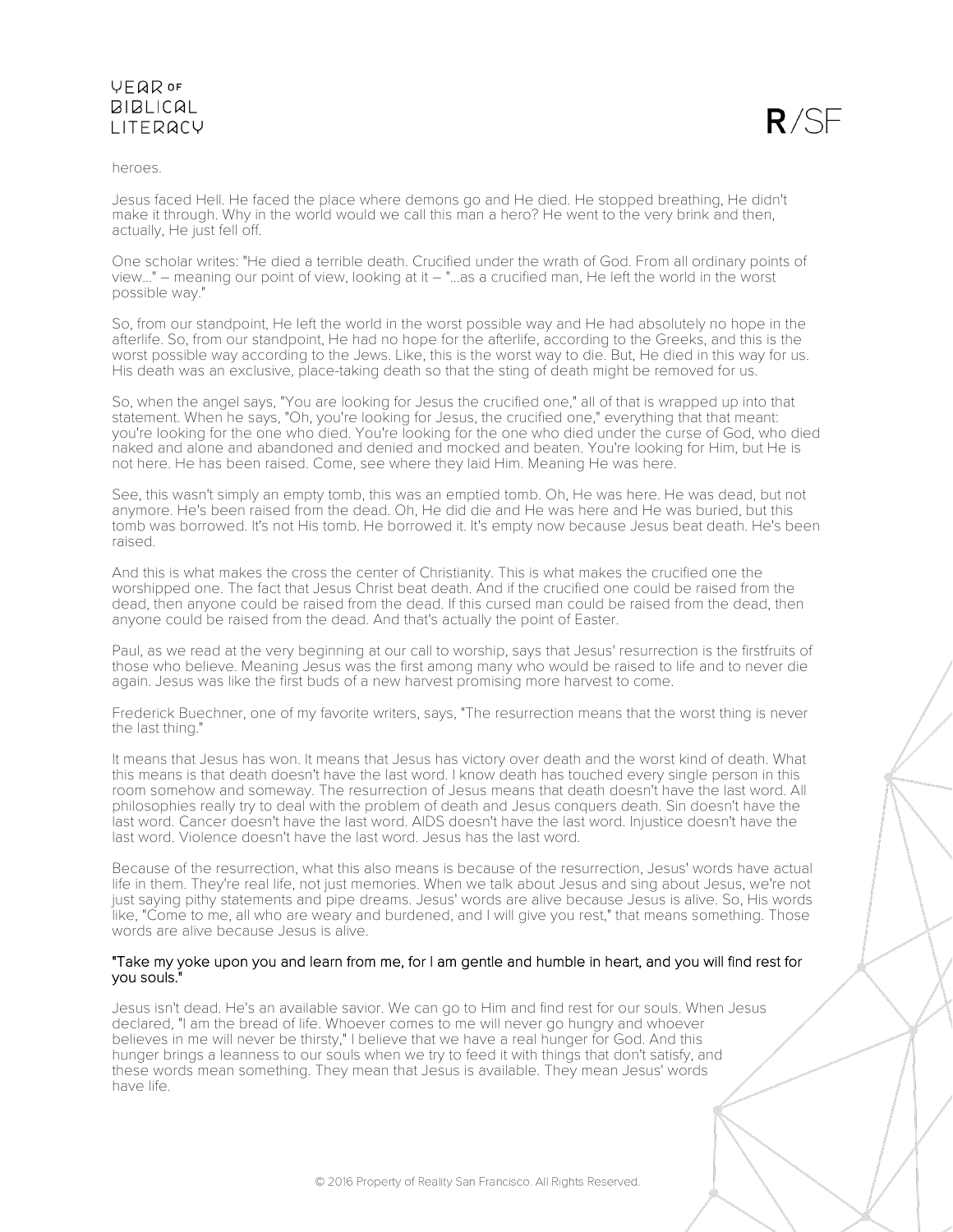heroes.

Jesus faced Hell. He faced the place where demons go and He died. He stopped breathing, He didn't make it through. Why in the world would we call this man a hero? He went to the very brink and then, actually, He just fell off.

One scholar writes: "He died a terrible death. Crucified under the wrath of God. From all ordinary points of view..." – meaning our point of view, looking at it – "...as a crucified man, He left the world in the worst possible way."

So, from our standpoint, He left the world in the worst possible way and He had absolutely no hope in the afterlife. So, from our standpoint, He had no hope for the afterlife, according to the Greeks, and this is the worst possible way according to the Jews. Like, this is the worst way to die. But, He died in this way for us. His death was an exclusive, place-taking death so that the sting of death might be removed for us.

So, when the angel says, "You are looking for Jesus the crucified one," all of that is wrapped up into that statement. When he says, "Oh, you're looking for Jesus, the crucified one," everything that that meant: you're looking for the one who died. You're looking for the one who died under the curse of God, who died naked and alone and abandoned and denied and mocked and beaten. You're looking for Him, but He is not here. He has been raised. Come, see where they laid Him. Meaning He was here.

See, this wasn't simply an empty tomb, this was an emptied tomb. Oh, He was here. He was dead, but not anymore. He's been raised from the dead. Oh, He did die and He was here and He was buried, but this tomb was borrowed. It's not His tomb. He borrowed it. It's empty now because Jesus beat death. He's been raised.

And this is what makes the cross the center of Christianity. This is what makes the crucified one the worshipped one. The fact that Jesus Christ beat death. And if the crucified one could be raised from the dead, then anyone could be raised from the dead. If this cursed man could be raised from the dead, then anyone could be raised from the dead. And that's actually the point of Easter.

Paul, as we read at the very beginning at our call to worship, says that Jesus' resurrection is the firstfruits of those who believe. Meaning Jesus was the first among many who would be raised to life and to never die again. Jesus was like the first buds of a new harvest promising more harvest to come.

Frederick Buechner, one of my favorite writers, says, "The resurrection means that the worst thing is never the last thing."

It means that Jesus has won. It means that Jesus has victory over death and the worst kind of death. What this means is that death doesn't have the last word. I know death has touched every single person in this room somehow and someway. The resurrection of Jesus means that death doesn't have the last word. All philosophies really try to deal with the problem of death and Jesus conquers death. Sin doesn't have the last word. Cancer doesn't have the last word. AIDS doesn't have the last word. Injustice doesn't have the last word. Violence doesn't have the last word. Jesus has the last word.

Because of the resurrection, what this also means is because of the resurrection, Jesus' words have actual life in them. They're real life, not just memories. When we talk about Jesus and sing about Jesus, we're not just saying pithy statements and pipe dreams. Jesus' words are alive because Jesus is alive. So, His words like, "Come to me, all who are weary and burdened, and I will give you rest," that means something. Those words are alive because Jesus is alive.

"Take my yoke upon you and learn from me, for I am gentle and humble in heart, and you will find rest for you souls."

Jesus isn't dead. He's an available savior. We can go to Him and find rest for our souls. When Jesus declared, "I am the bread of life. Whoever comes to me will never go hungry and whoever believes in me will never be thirsty," I believe that we have a real hunger for God. And this hunger brings a leanness to our souls when we try to feed it with things that don't satisfy, and these words mean something. They mean that Jesus is available. They mean Jesus' words have life.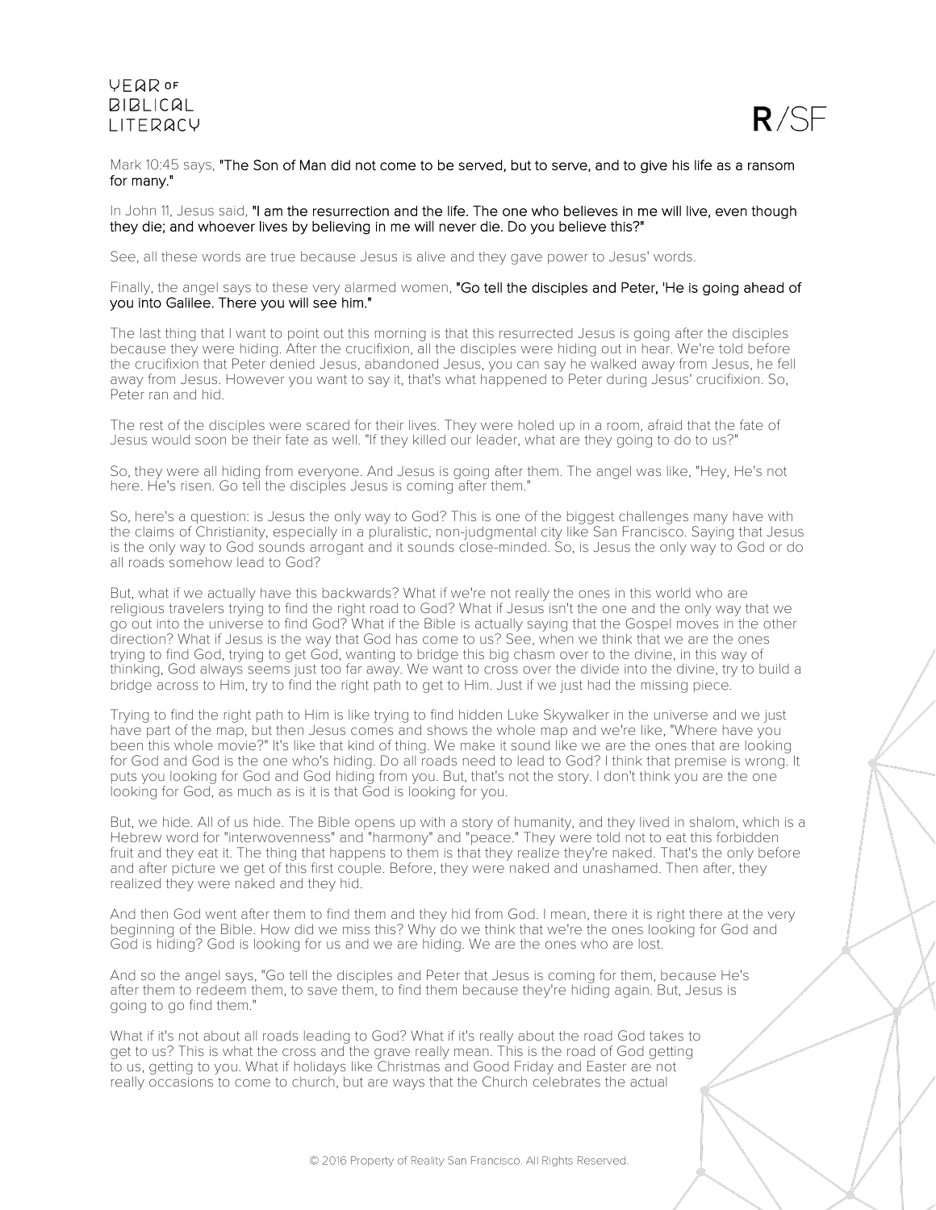Mark 10:45 says, **"The Son of Man did not come to be served, but to serve, and to give his life as a ransom for many."**

In John 11, Jesus said, **"I am the resurrection and the life. The one who believes in me will live, even though they die; and whoever lives by believing in me will never die. Do you believe this?"**

See, all these words are true because Jesus is alive and they gave power to Jesus' words.

Finally, the angel says to these very alarmed women, **"Go tell the disciples and Peter, 'He is going ahead of you into Galilee. There you will see him."**

The last thing that I want to point out this morning is that this resurrected Jesus is going after the disciples because they were hiding. After the crucifixion, all the disciples were hiding out in hear. We're told before the crucifixion that Peter denied Jesus, abandoned Jesus, you can say he walked away from Jesus, he fell away from Jesus. However you want to say it, that's what happened to Peter during Jesus' crucifixion. So, Peter ran and hid.

The rest of the disciples were scared for their lives. They were holed up in a room, afraid that the fate of Jesus would soon be their fate as well. "If they killed our leader, what are they going to do to us?"

So, they were all hiding from everyone. And Jesus is going after them. The angel was like, "Hey, He's not here. He's risen. Go tell the disciples Jesus is coming after them."

So, here's a question: is Jesus the only way to God? This is one of the biggest challenges many have with the claims of Christianity, especially in a pluralistic, non-judgmental city like San Francisco. Saying that Jesus is the only way to God sounds arrogant and it sounds close-minded. So, is Jesus the only way to God or do all roads somehow lead to God?

But, what if we actually have this backwards? What if we're not really the ones in this world who are religious travelers trying to find the right road to God? What if Jesus isn't the one and the only way that we go out into the universe to find God? What if the Bible is actually saying that the Gospel moves in the other direction? What if Jesus is the way that God has come to us? See, when we think that we are the ones trying to find God, trying to get God, wanting to bridge this big chasm over to the divine, in this way of thinking, God always seems just too far away. We want to cross over the divide into the divine, try to build a bridge across to Him, try to find the right path to get to Him. Just if we just had the missing piece.

Trying to find the right path to Him is like trying to find hidden Luke Skywalker in the universe and we just have part of the map, but then Jesus comes and shows the whole map and we're like, "Where have you been this whole movie?" It's like that kind of thing. We make it sound like we are the ones that are looking for God and God is the one who's hiding. Do all roads need to lead to God? I think that premise is wrong. It puts you looking for God and God hiding from you. But, that's not the story. I don't think you are the one looking for God, as much as is it is that God is looking for you.

But, we hide. All of us hide. The Bible opens up with a story of humanity, and they lived in shalom, which is a Hebrew word for "interwovenness" and "harmony" and "peace." They were told not to eat this forbidden fruit and they eat it. The thing that happens to them is that they realize they're naked. That's the only before and after picture we get of this first couple. Before, they were naked and unashamed. Then after, they realized they were naked and they hid.

And then God went after them to find them and they hid from God. I mean, there it is right there at the very beginning of the Bible. How did we miss this? Why do we think that we're the ones looking for God and God is hiding? God is looking for us and we are hiding. We are the ones who are lost.

And so the angel says, "Go tell the disciples and Peter that Jesus is coming for them, because He's after them to redeem them, to save them, to find them because they're hiding again. But, Jesus is going to go find them."

What if it's not about all roads leading to God? What if it's really about the road God takes to get to us? This is what the cross and the grave really mean. This is the road of God getting to us, getting to you. What if holidays like Christmas and Good Friday and Easter are not really occasions to come to church, but are ways that the Church celebrates the actual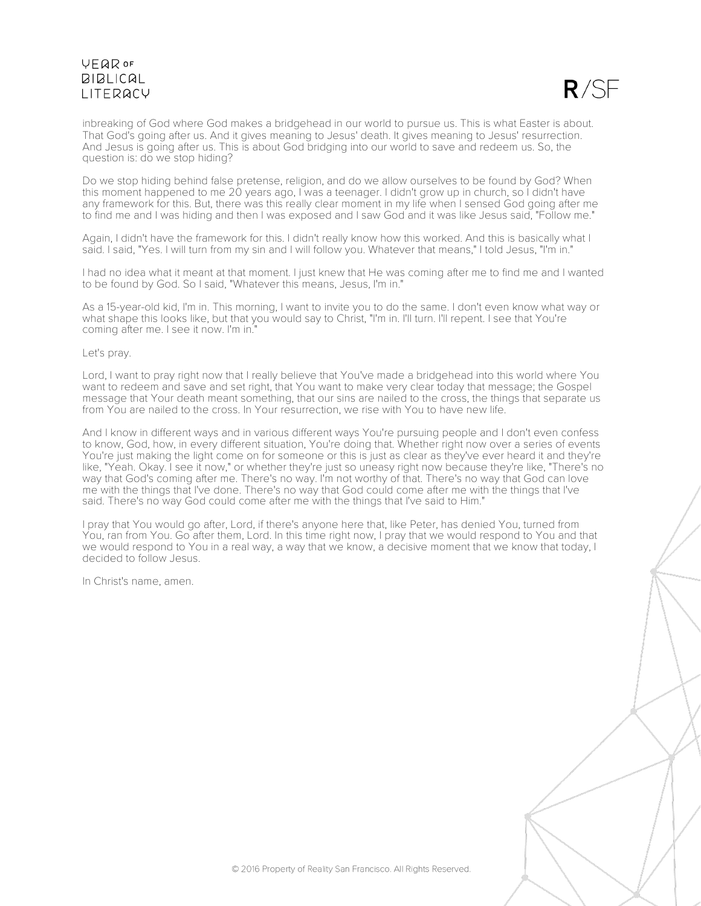inbreaking of God where God makes a bridgehead in our world to pursue us. This is what Easter is about. That God's going after us. And it gives meaning to Jesus' death. It gives meaning to Jesus' resurrection. And Jesus is going after us. This is about God bridging into our world to save and redeem us. So, the question is: do we stop hiding?

Do we stop hiding behind false pretense, religion, and do we allow ourselves to be found by God? When this moment happened to me 20 years ago, I was a teenager. I didn't grow up in church, so I didn't have any framework for this. But, there was this really clear moment in my life when I sensed God going after me to find me and I was hiding and then I was exposed and I saw God and it was like Jesus said, "Follow me."

Again, I didn't have the framework for this. I didn't really know how this worked. And this is basically what I said. I said, "Yes. I will turn from my sin and I will follow you. Whatever that means," I told Jesus, "I'm in."

I had no idea what it meant at that moment. I just knew that He was coming after me to find me and I wanted to be found by God. So I said, "Whatever this means, Jesus, I'm in."

As a 15-year-old kid, I'm in. This morning, I want to invite you to do the same. I don't even know what way or what shape this looks like, but that you would say to Christ, "I'm in. I'll turn. I'll repent. I see that You're coming after me. I see it now. I'm in."

Let's pray.

Lord, I want to pray right now that I really believe that You've made a bridgehead into this world where You want to redeem and save and set right, that You want to make very clear today that message; the Gospel message that Your death meant something, that our sins are nailed to the cross, the things that separate us from You are nailed to the cross. In Your resurrection, we rise with You to have new life.

And I know in different ways and in various different ways You're pursuing people and I don't even confess to know, God, how, in every different situation, You're doing that. Whether right now over a series of events You're just making the light come on for someone or this is just as clear as they've ever heard it and they're like, "Yeah. Okay. I see it now," or whether they're just so uneasy right now because they're like, "There's no way that God's coming after me. There's no way. I'm not worthy of that. There's no way that God can love me with the things that I've done. There's no way that God could come after me with the things that I've said. There's no way God could come after me with the things that I've said to Him."

I pray that You would go after, Lord, if there's anyone here that, like Peter, has denied You, turned from You, ran from You. Go after them, Lord. In this time right now, I pray that we would respond to You and that we would respond to You in a real way, a way that we know, a decisive moment that we know that today, I decided to follow Jesus.

In Christ's name, amen.